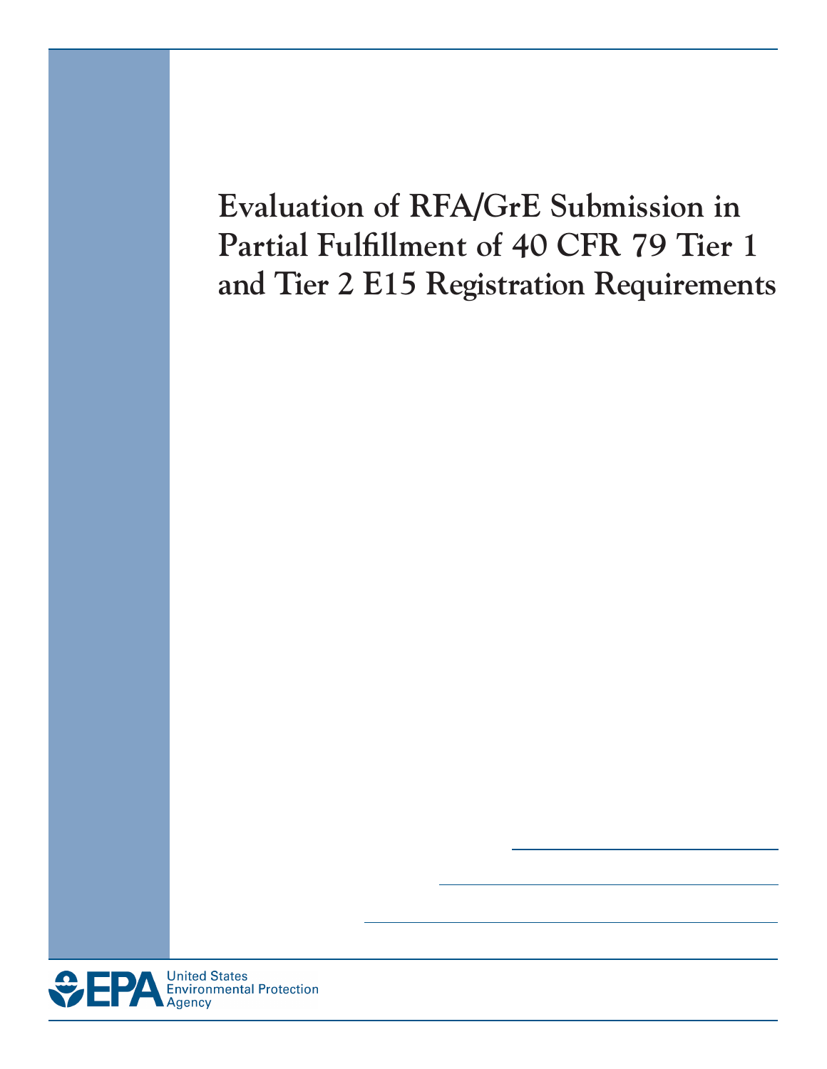# Evaluation of RFA/GrE Submission in Partial Fulfillment of 40 CFR 79 Tier 1 and Tier 2 E15 Registration Requirements

United States Environmental Protection Agency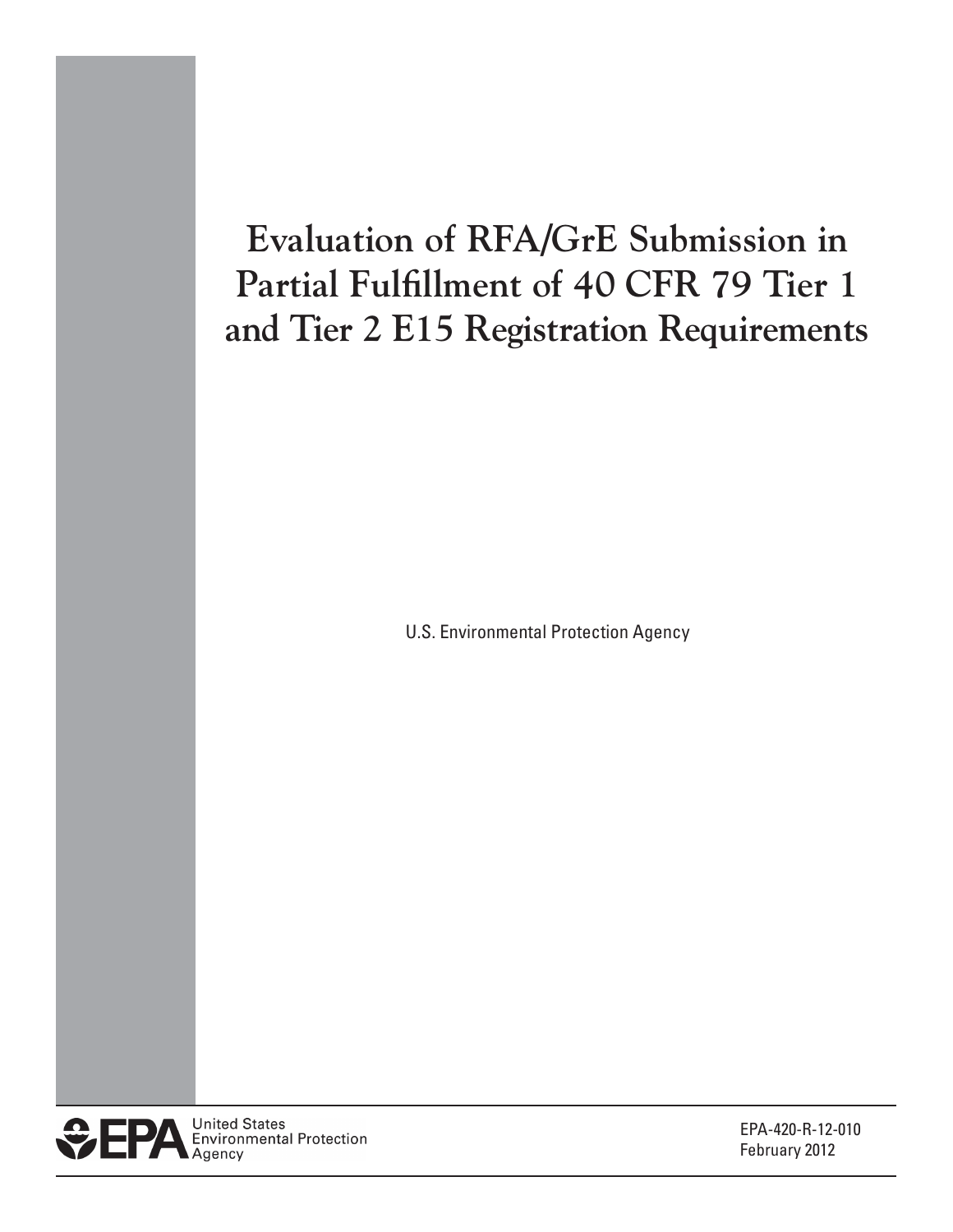# Evaluation of RFA/GrE Submission in Partial Fulfillment of 40 CFR 79 Tier 1 and Tier 2 E15 Registration Requirements

U.S. Environmental Protection Agency

United States Environmental Protection Agency

EPA-420-R-12-010
February 2012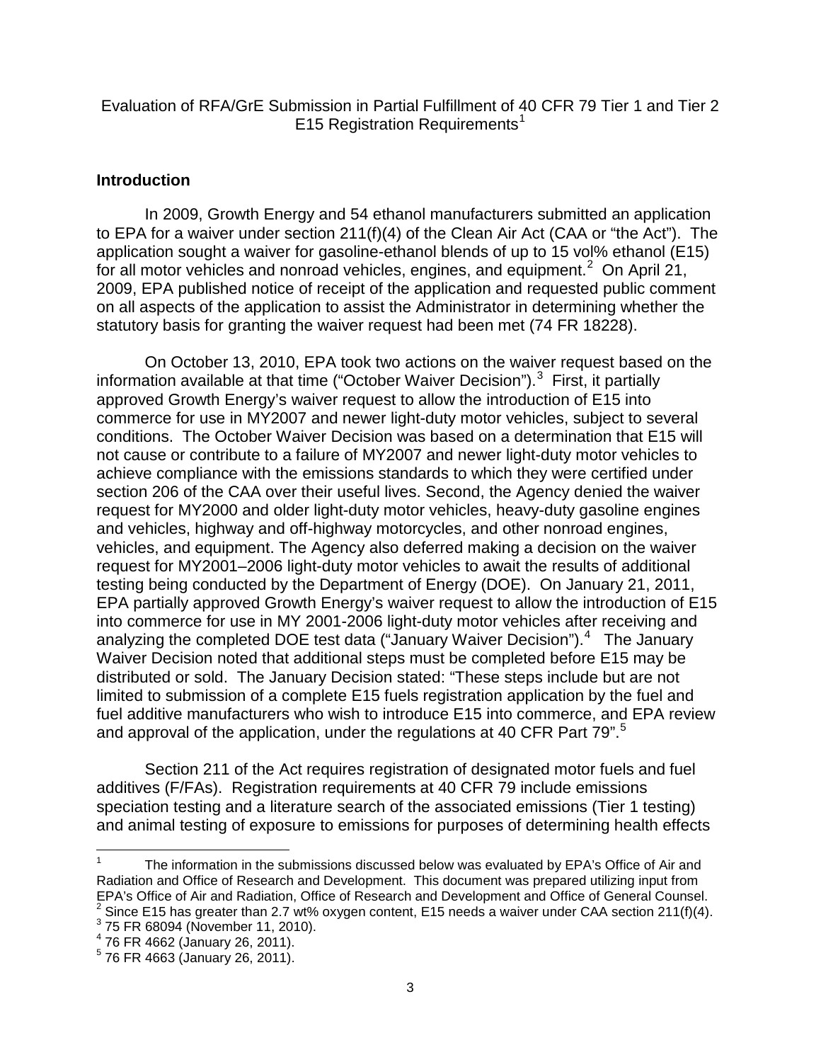Evaluation of RFA/GrE Submission in Partial Fulfillment of 40 CFR 79 Tier 1 and Tier 2 E15 Registration Requirements[1]

## Introduction

In 2009, Growth Energy and 54 ethanol manufacturers submitted an application to EPA for a waiver under section 211(f)(4) of the Clean Air Act (CAA or "the Act"). The application sought a waiver for gasoline-ethanol blends of up to 15 vol% ethanol (E15) for all motor vehicles and nonroad vehicles, engines, and equipment.[2] On April 21, 2009, EPA published notice of receipt of the application and requested public comment on all aspects of the application to assist the Administrator in determining whether the statutory basis for granting the waiver request had been met (74 FR 18228).

On October 13, 2010, EPA took two actions on the waiver request based on the information available at that time ("October Waiver Decision").[3] First, it partially approved Growth Energy's waiver request to allow the introduction of E15 into commerce for use in MY2007 and newer light-duty motor vehicles, subject to several conditions. The October Waiver Decision was based on a determination that E15 will not cause or contribute to a failure of MY2007 and newer light-duty motor vehicles to achieve compliance with the emissions standards to which they were certified under section 206 of the CAA over their useful lives. Second, the Agency denied the waiver request for MY2000 and older light-duty motor vehicles, heavy-duty gasoline engines and vehicles, highway and off-highway motorcycles, and other nonroad engines, vehicles, and equipment. The Agency also deferred making a decision on the waiver request for MY2001–2006 light-duty motor vehicles to await the results of additional testing being conducted by the Department of Energy (DOE). On January 21, 2011, EPA partially approved Growth Energy's waiver request to allow the introduction of E15 into commerce for use in MY 2001-2006 light-duty motor vehicles after receiving and analyzing the completed DOE test data ("January Waiver Decision").[4] The January Waiver Decision noted that additional steps must be completed before E15 may be distributed or sold. The January Decision stated: "These steps include but are not limited to submission of a complete E15 fuels registration application by the fuel and fuel additive manufacturers who wish to introduce E15 into commerce, and EPA review and approval of the application, under the regulations at 40 CFR Part 79".[5]

Section 211 of the Act requires registration of designated motor fuels and fuel additives (F/FAs). Registration requirements at 40 CFR 79 include emissions speciation testing and a literature search of the associated emissions (Tier 1 testing) and animal testing of exposure to emissions for purposes of determining health effects

---

[1] The information in the submissions discussed below was evaluated by EPA's Office of Air and Radiation and Office of Research and Development. This document was prepared utilizing input from EPA's Office of Air and Radiation, Office of Research and Development and Office of General Counsel.

[2] Since E15 has greater than 2.7 wt% oxygen content, E15 needs a waiver under CAA section 211(f)(4).

[3] 75 FR 68094 (November 11, 2010).

[4] 76 FR 4662 (January 26, 2011).

[5] 76 FR 4663 (January 26, 2011).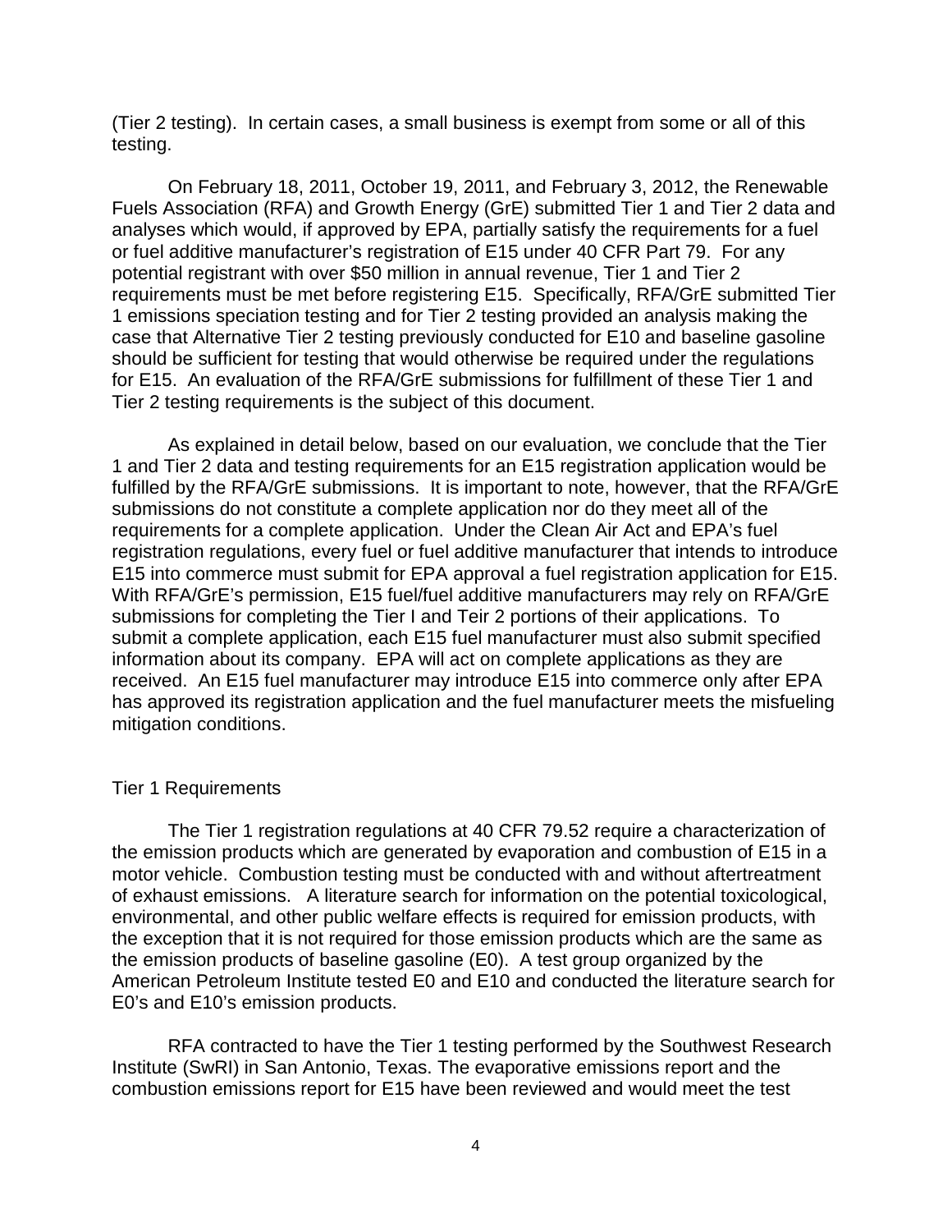(Tier 2 testing). In certain cases, a small business is exempt from some or all of this testing.

On February 18, 2011, October 19, 2011, and February 3, 2012, the Renewable Fuels Association (RFA) and Growth Energy (GrE) submitted Tier 1 and Tier 2 data and analyses which would, if approved by EPA, partially satisfy the requirements for a fuel or fuel additive manufacturer's registration of E15 under 40 CFR Part 79. For any potential registrant with over $50 million in annual revenue, Tier 1 and Tier 2 requirements must be met before registering E15. Specifically, RFA/GrE submitted Tier 1 emissions speciation testing and for Tier 2 testing provided an analysis making the case that Alternative Tier 2 testing previously conducted for E10 and baseline gasoline should be sufficient for testing that would otherwise be required under the regulations for E15. An evaluation of the RFA/GrE submissions for fulfillment of these Tier 1 and Tier 2 testing requirements is the subject of this document.

As explained in detail below, based on our evaluation, we conclude that the Tier 1 and Tier 2 data and testing requirements for an E15 registration application would be fulfilled by the RFA/GrE submissions. It is important to note, however, that the RFA/GrE submissions do not constitute a complete application nor do they meet all of the requirements for a complete application. Under the Clean Air Act and EPA's fuel registration regulations, every fuel or fuel additive manufacturer that intends to introduce E15 into commerce must submit for EPA approval a fuel registration application for E15. With RFA/GrE's permission, E15 fuel/fuel additive manufacturers may rely on RFA/GrE submissions for completing the Tier I and Teir 2 portions of their applications. To submit a complete application, each E15 fuel manufacturer must also submit specified information about its company. EPA will act on complete applications as they are received. An E15 fuel manufacturer may introduce E15 into commerce only after EPA has approved its registration application and the fuel manufacturer meets the misfueling mitigation conditions.

## Tier 1 Requirements

The Tier 1 registration regulations at 40 CFR 79.52 require a characterization of the emission products which are generated by evaporation and combustion of E15 in a motor vehicle. Combustion testing must be conducted with and without aftertreatment of exhaust emissions. A literature search for information on the potential toxicological, environmental, and other public welfare effects is required for emission products, with the exception that it is not required for those emission products which are the same as the emission products of baseline gasoline (E0). A test group organized by the American Petroleum Institute tested E0 and E10 and conducted the literature search for E0's and E10's emission products.

RFA contracted to have the Tier 1 testing performed by the Southwest Research Institute (SwRI) in San Antonio, Texas. The evaporative emissions report and the combustion emissions report for E15 have been reviewed and would meet the test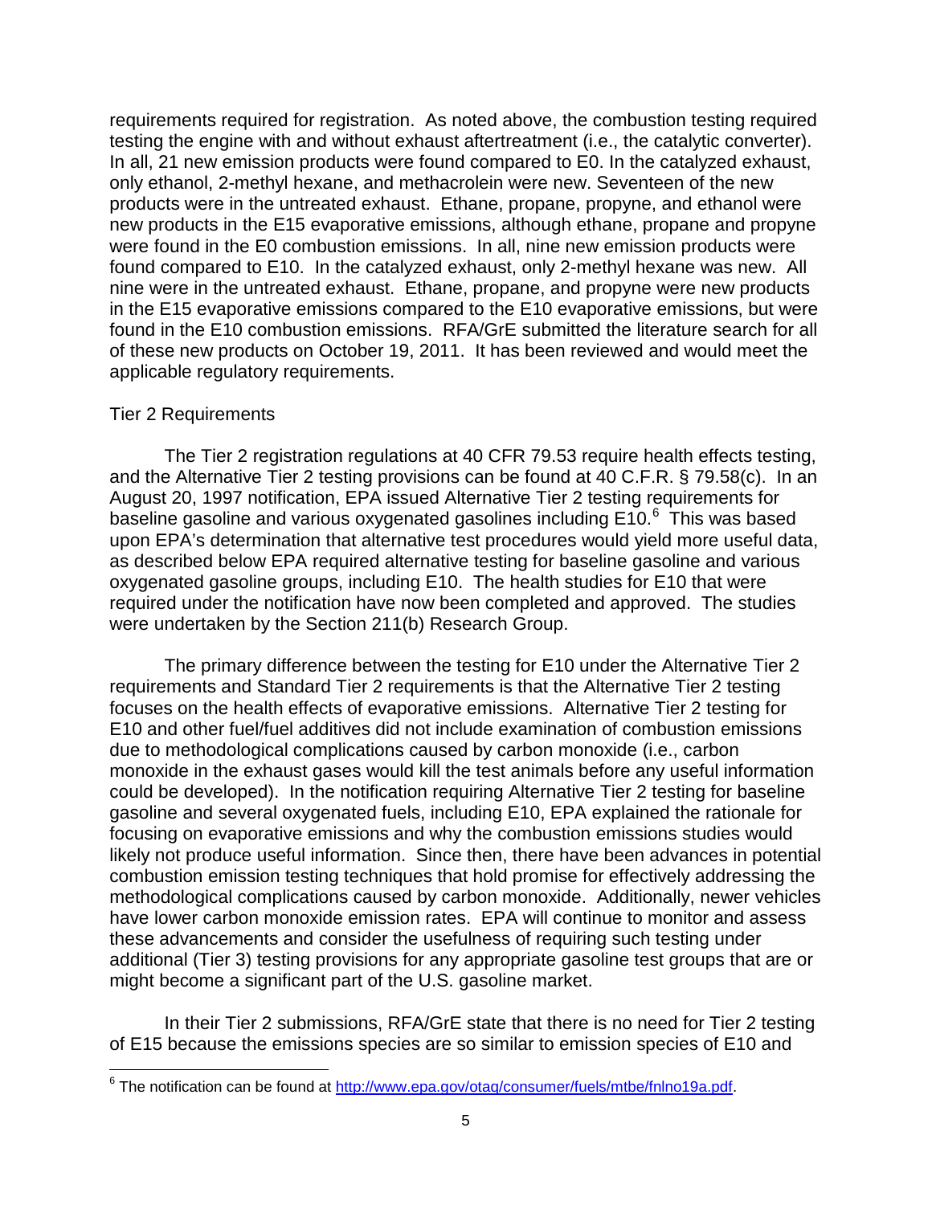requirements required for registration. As noted above, the combustion testing required testing the engine with and without exhaust aftertreatment (i.e., the catalytic converter). In all, 21 new emission products were found compared to E0. In the catalyzed exhaust, only ethanol, 2-methyl hexane, and methacrolein were new. Seventeen of the new products were in the untreated exhaust. Ethane, propane, propyne, and ethanol were new products in the E15 evaporative emissions, although ethane, propane and propyne were found in the E0 combustion emissions. In all, nine new emission products were found compared to E10. In the catalyzed exhaust, only 2-methyl hexane was new. All nine were in the untreated exhaust. Ethane, propane, and propyne were new products in the E15 evaporative emissions compared to the E10 evaporative emissions, but were found in the E10 combustion emissions. RFA/GrE submitted the literature search for all of these new products on October 19, 2011. It has been reviewed and would meet the applicable regulatory requirements.

Tier 2 Requirements

The Tier 2 registration regulations at 40 CFR 79.53 require health effects testing, and the Alternative Tier 2 testing provisions can be found at 40 C.F.R. § 79.58(c). In an August 20, 1997 notification, EPA issued Alternative Tier 2 testing requirements for baseline gasoline and various oxygenated gasolines including E10.[6] This was based upon EPA's determination that alternative test procedures would yield more useful data, as described below EPA required alternative testing for baseline gasoline and various oxygenated gasoline groups, including E10. The health studies for E10 that were required under the notification have now been completed and approved. The studies were undertaken by the Section 211(b) Research Group.

The primary difference between the testing for E10 under the Alternative Tier 2 requirements and Standard Tier 2 requirements is that the Alternative Tier 2 testing focuses on the health effects of evaporative emissions. Alternative Tier 2 testing for E10 and other fuel/fuel additives did not include examination of combustion emissions due to methodological complications caused by carbon monoxide (i.e., carbon monoxide in the exhaust gases would kill the test animals before any useful information could be developed). In the notification requiring Alternative Tier 2 testing for baseline gasoline and several oxygenated fuels, including E10, EPA explained the rationale for focusing on evaporative emissions and why the combustion emissions studies would likely not produce useful information. Since then, there have been advances in potential combustion emission testing techniques that hold promise for effectively addressing the methodological complications caused by carbon monoxide. Additionally, newer vehicles have lower carbon monoxide emission rates. EPA will continue to monitor and assess these advancements and consider the usefulness of requiring such testing under additional (Tier 3) testing provisions for any appropriate gasoline test groups that are or might become a significant part of the U.S. gasoline market.

In their Tier 2 submissions, RFA/GrE state that there is no need for Tier 2 testing of E15 because the emissions species are so similar to emission species of E10 and

[6] The notification can be found at http://www.epa.gov/otaq/consumer/fuels/mtbe/fnlno19a.pdf.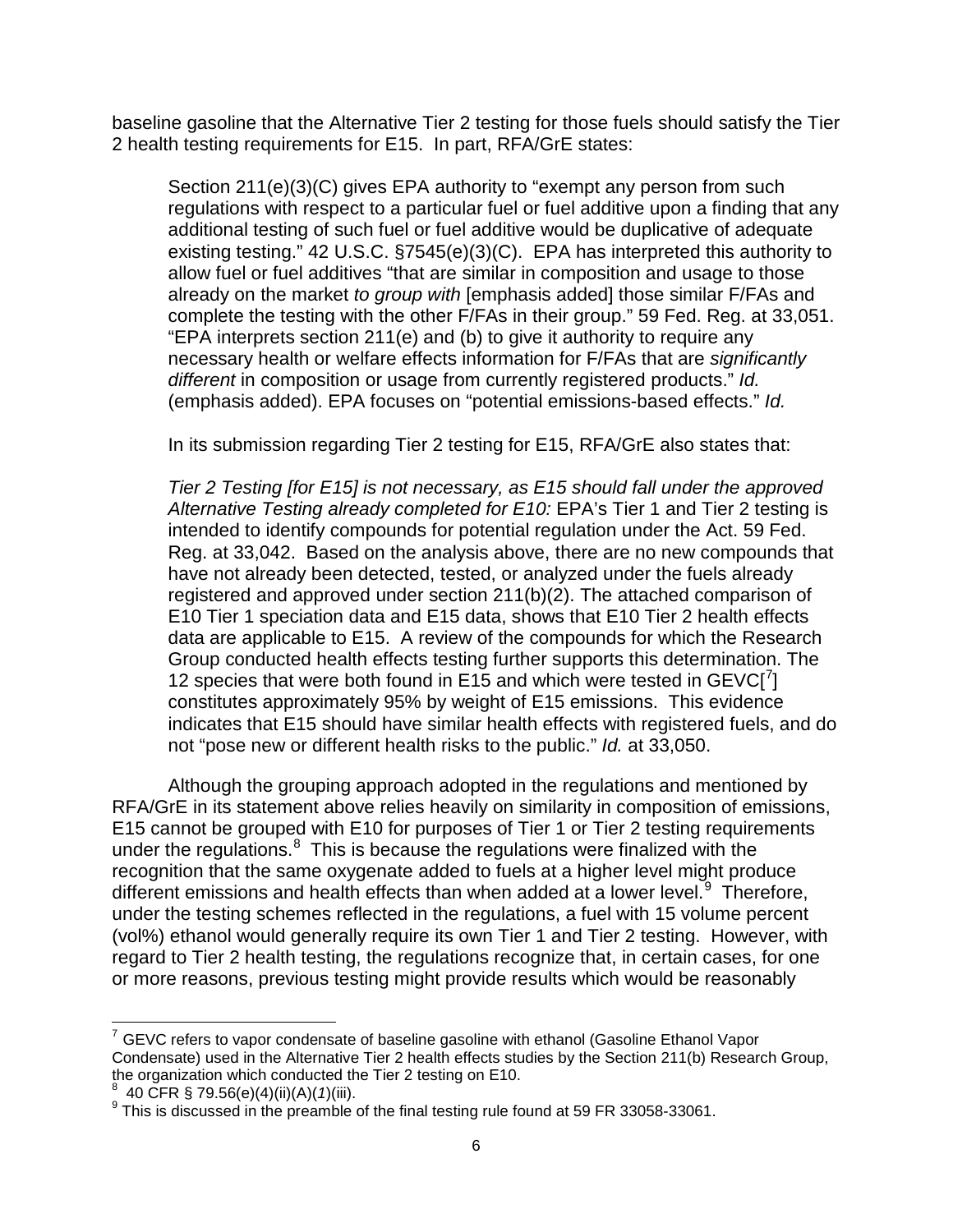baseline gasoline that the Alternative Tier 2 testing for those fuels should satisfy the Tier 2 health testing requirements for E15. In part, RFA/GrE states:

> Section 211(e)(3)(C) gives EPA authority to "exempt any person from such regulations with respect to a particular fuel or fuel additive upon a finding that any additional testing of such fuel or fuel additive would be duplicative of adequate existing testing." 42 U.S.C. §7545(e)(3)(C). EPA has interpreted this authority to allow fuel or fuel additives "that are similar in composition and usage to those already on the market *to group with* [emphasis added] those similar F/FAs and complete the testing with the other F/FAs in their group." 59 Fed. Reg. at 33,051. "EPA interprets section 211(e) and (b) to give it authority to require any necessary health or welfare effects information for F/FAs that are *significantly different* in composition or usage from currently registered products." *Id.* (emphasis added). EPA focuses on "potential emissions-based effects." *Id.*
>
> In its submission regarding Tier 2 testing for E15, RFA/GrE also states that:
>
> *Tier 2 Testing [for E15] is not necessary, as E15 should fall under the approved Alternative Testing already completed for E10:* EPA's Tier 1 and Tier 2 testing is intended to identify compounds for potential regulation under the Act. 59 Fed. Reg. at 33,042. Based on the analysis above, there are no new compounds that have not already been detected, tested, or analyzed under the fuels already registered and approved under section 211(b)(2). The attached comparison of E10 Tier 1 speciation data and E15 data, shows that E10 Tier 2 health effects data are applicable to E15. A review of the compounds for which the Research Group conducted health effects testing further supports this determination. The 12 species that were both found in E15 and which were tested in GEVC[[7]] constitutes approximately 95% by weight of E15 emissions. This evidence indicates that E15 should have similar health effects with registered fuels, and do not "pose new or different health risks to the public." *Id.* at 33,050.

Although the grouping approach adopted in the regulations and mentioned by RFA/GrE in its statement above relies heavily on similarity in composition of emissions, E15 cannot be grouped with E10 for purposes of Tier 1 or Tier 2 testing requirements under the regulations.[8] This is because the regulations were finalized with the recognition that the same oxygenate added to fuels at a higher level might produce different emissions and health effects than when added at a lower level.[9] Therefore, under the testing schemes reflected in the regulations, a fuel with 15 volume percent (vol%) ethanol would generally require its own Tier 1 and Tier 2 testing. However, with regard to Tier 2 health testing, the regulations recognize that, in certain cases, for one or more reasons, previous testing might provide results which would be reasonably

---

[7] GEVC refers to vapor condensate of baseline gasoline with ethanol (Gasoline Ethanol Vapor Condensate) used in the Alternative Tier 2 health effects studies by the Section 211(b) Research Group, the organization which conducted the Tier 2 testing on E10.

[8] 40 CFR § 79.56(e)(4)(ii)(A)(*1*)(iii).

[9] This is discussed in the preamble of the final testing rule found at 59 FR 33058-33061.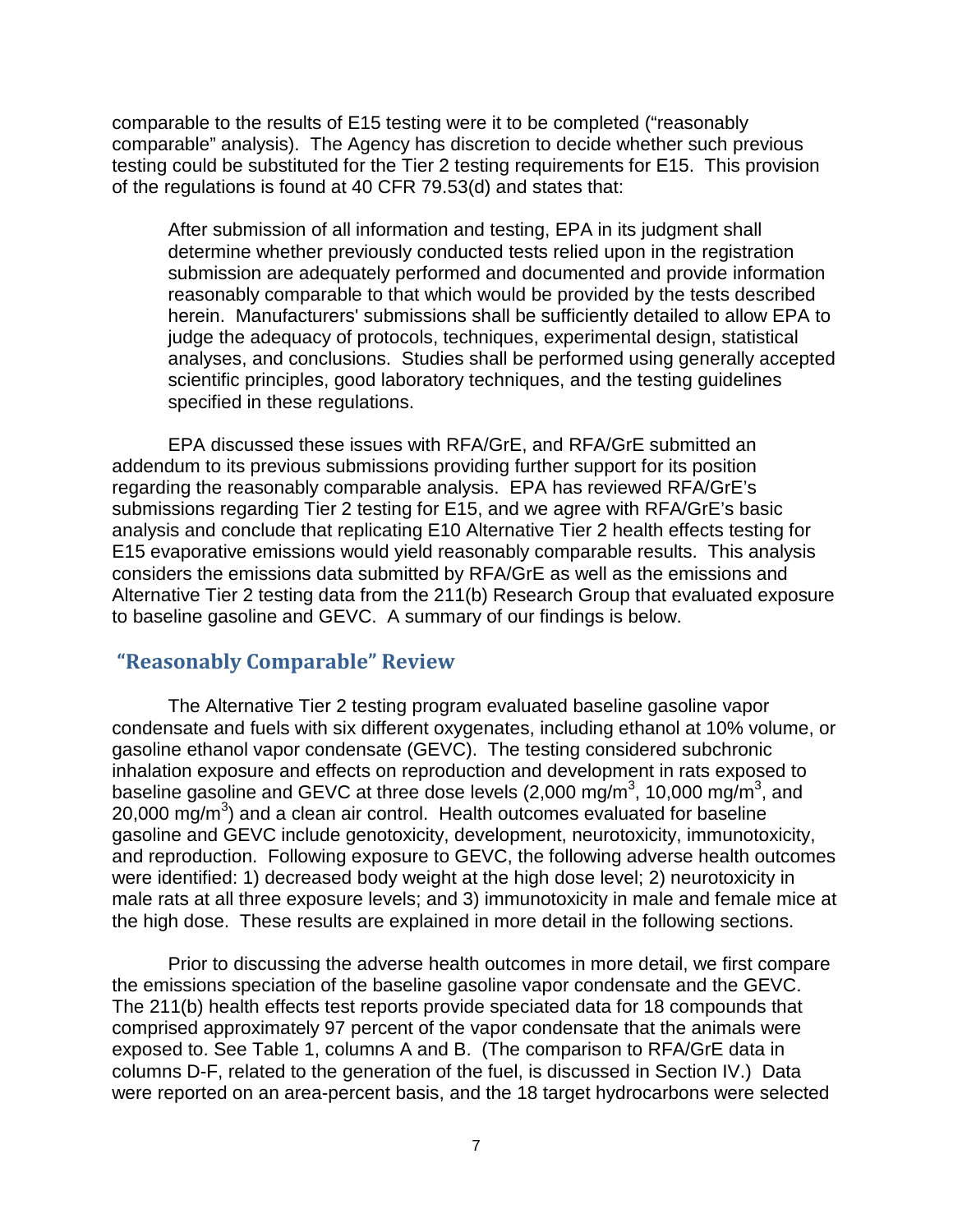comparable to the results of E15 testing were it to be completed ("reasonably comparable" analysis). The Agency has discretion to decide whether such previous testing could be substituted for the Tier 2 testing requirements for E15. This provision of the regulations is found at 40 CFR 79.53(d) and states that:

> After submission of all information and testing, EPA in its judgment shall determine whether previously conducted tests relied upon in the registration submission are adequately performed and documented and provide information reasonably comparable to that which would be provided by the tests described herein. Manufacturers' submissions shall be sufficiently detailed to allow EPA to judge the adequacy of protocols, techniques, experimental design, statistical analyses, and conclusions. Studies shall be performed using generally accepted scientific principles, good laboratory techniques, and the testing guidelines specified in these regulations.

EPA discussed these issues with RFA/GrE, and RFA/GrE submitted an addendum to its previous submissions providing further support for its position regarding the reasonably comparable analysis. EPA has reviewed RFA/GrE's submissions regarding Tier 2 testing for E15, and we agree with RFA/GrE's basic analysis and conclude that replicating E10 Alternative Tier 2 health effects testing for E15 evaporative emissions would yield reasonably comparable results. This analysis considers the emissions data submitted by RFA/GrE as well as the emissions and Alternative Tier 2 testing data from the 211(b) Research Group that evaluated exposure to baseline gasoline and GEVC. A summary of our findings is below.

## "Reasonably Comparable" Review

The Alternative Tier 2 testing program evaluated baseline gasoline vapor condensate and fuels with six different oxygenates, including ethanol at 10% volume, or gasoline ethanol vapor condensate (GEVC). The testing considered subchronic inhalation exposure and effects on reproduction and development in rats exposed to baseline gasoline and GEVC at three dose levels (2,000 mg/m$^3$, 10,000 mg/m$^3$, and 20,000 mg/m$^3$) and a clean air control. Health outcomes evaluated for baseline gasoline and GEVC include genotoxicity, development, neurotoxicity, immunotoxicity, and reproduction. Following exposure to GEVC, the following adverse health outcomes were identified: 1) decreased body weight at the high dose level; 2) neurotoxicity in male rats at all three exposure levels; and 3) immunotoxicity in male and female mice at the high dose. These results are explained in more detail in the following sections.

Prior to discussing the adverse health outcomes in more detail, we first compare the emissions speciation of the baseline gasoline vapor condensate and the GEVC. The 211(b) health effects test reports provide speciated data for 18 compounds that comprised approximately 97 percent of the vapor condensate that the animals were exposed to. See Table 1, columns A and B. (The comparison to RFA/GrE data in columns D-F, related to the generation of the fuel, is discussed in Section IV.) Data were reported on an area-percent basis, and the 18 target hydrocarbons were selected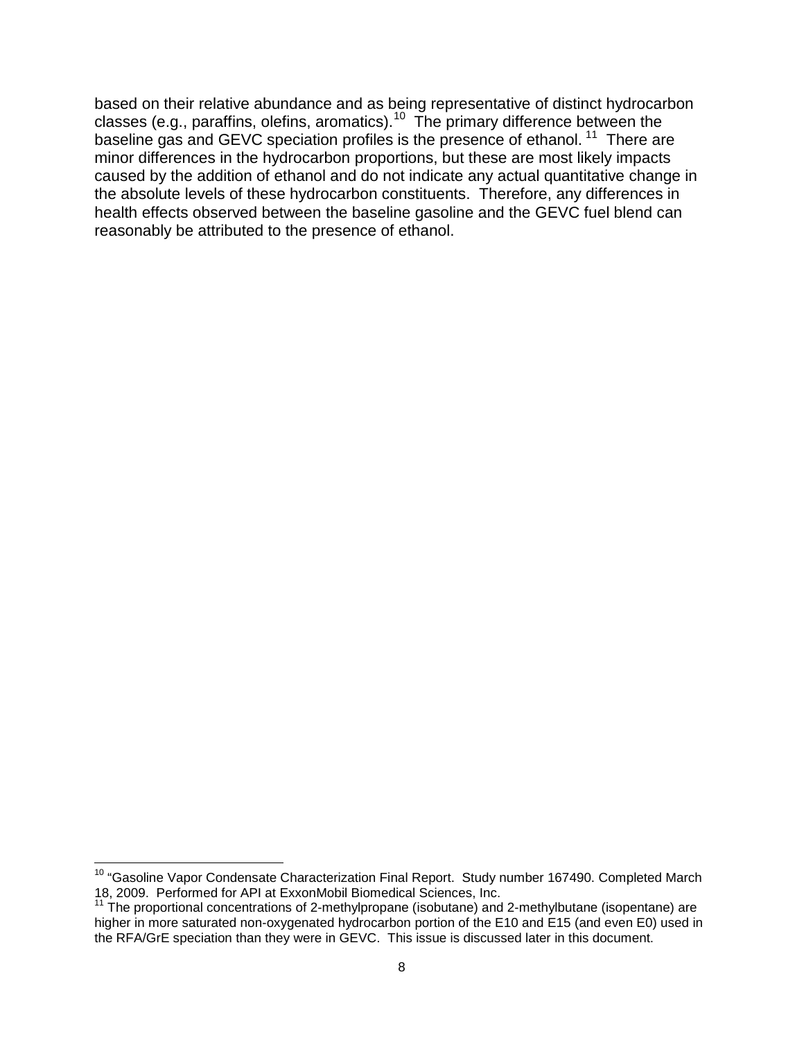based on their relative abundance and as being representative of distinct hydrocarbon classes (e.g., paraffins, olefins, aromatics).[10] The primary difference between the baseline gas and GEVC speciation profiles is the presence of ethanol.[11] There are minor differences in the hydrocarbon proportions, but these are most likely impacts caused by the addition of ethanol and do not indicate any actual quantitative change in the absolute levels of these hydrocarbon constituents. Therefore, any differences in health effects observed between the baseline gasoline and the GEVC fuel blend can reasonably be attributed to the presence of ethanol.

---

[10] "Gasoline Vapor Condensate Characterization Final Report. Study number 167490. Completed March 18, 2009. Performed for API at ExxonMobil Biomedical Sciences, Inc.

[11] The proportional concentrations of 2-methylpropane (isobutane) and 2-methylbutane (isopentane) are higher in more saturated non-oxygenated hydrocarbon portion of the E10 and E15 (and even E0) used in the RFA/GrE speciation than they were in GEVC. This issue is discussed later in this document.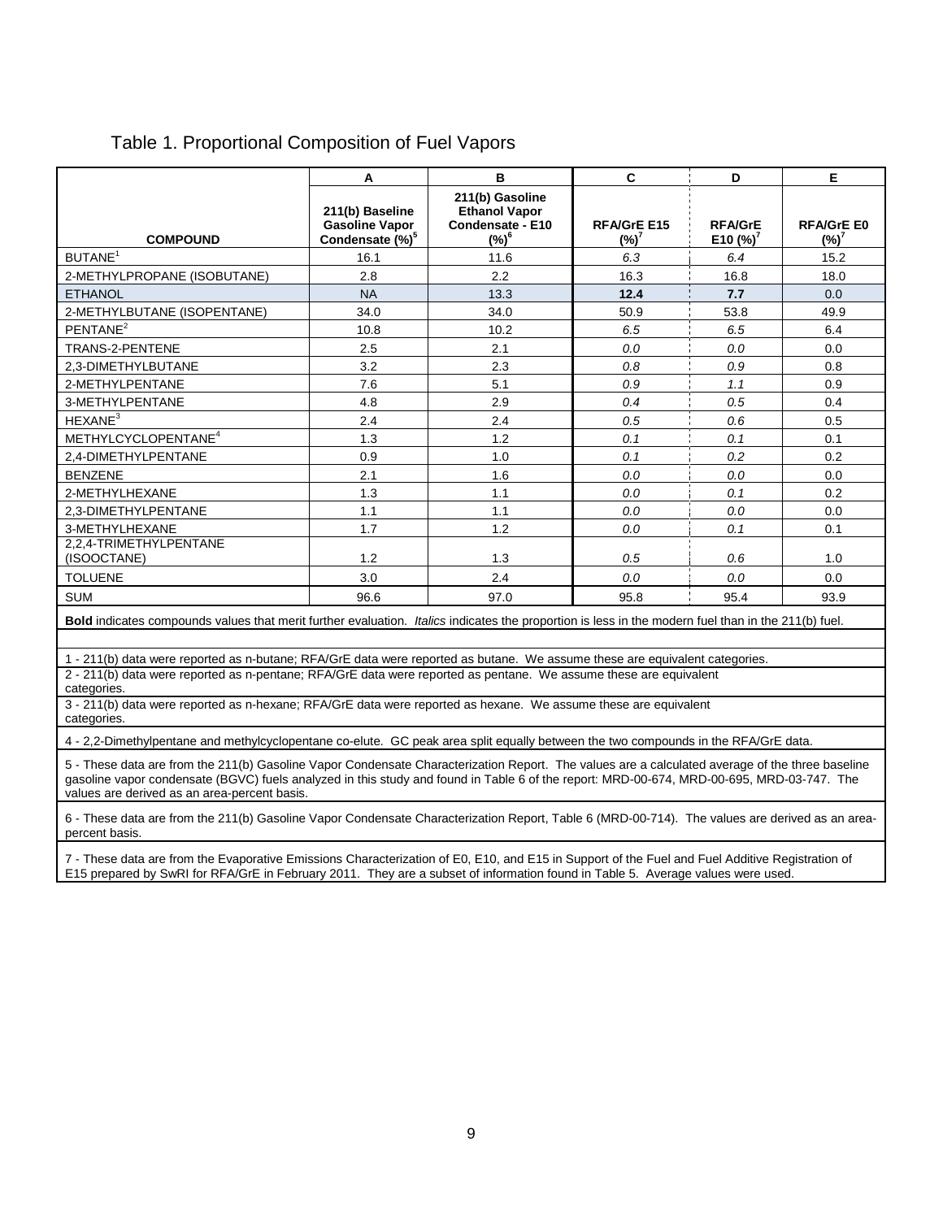Table 1. Proportional Composition of Fuel Vapors

| | A | B | C | D | E |
|---|---|---|---|---|---|
| **COMPOUND** | **211(b) Baseline Gasoline Vapor Condensate (%)[5]** | **211(b) Gasoline Ethanol Vapor Condensate - E10 (%)[6]** | **RFA/GrE E15 (%)[7]** | **RFA/GrE E10 (%)[7]** | **RFA/GrE E0 (%)[7]** |
| BUTANE[1] | 16.1 | 11.6 | *6.3* | *6.4* | 15.2 |
| 2-METHYLPROPANE (ISOBUTANE) | 2.8 | 2.2 | 16.3 | 16.8 | 18.0 |
| ETHANOL | NA | 13.3 | **12.4** | **7.7** | 0.0 |
| 2-METHYLBUTANE (ISOPENTANE) | 34.0 | 34.0 | 50.9 | 53.8 | 49.9 |
| PENTANE[2] | 10.8 | 10.2 | *6.5* | *6.5* | 6.4 |
| TRANS-2-PENTENE | 2.5 | 2.1 | *0.0* | *0.0* | 0.0 |
| 2,3-DIMETHYLBUTANE | 3.2 | 2.3 | *0.8* | *0.9* | 0.8 |
| 2-METHYLPENTANE | 7.6 | 5.1 | *0.9* | *1.1* | 0.9 |
| 3-METHYLPENTANE | 4.8 | 2.9 | *0.4* | *0.5* | 0.4 |
| HEXANE[3] | 2.4 | 2.4 | *0.5* | *0.6* | 0.5 |
| METHYLCYCLOPENTANE[4] | 1.3 | 1.2 | *0.1* | *0.1* | 0.1 |
| 2,4-DIMETHYLPENTANE | 0.9 | 1.0 | *0.1* | *0.2* | 0.2 |
| BENZENE | 2.1 | 1.6 | *0.0* | *0.0* | 0.0 |
| 2-METHYLHEXANE | 1.3 | 1.1 | *0.0* | *0.1* | 0.2 |
| 2,3-DIMETHYLPENTANE | 1.1 | 1.1 | *0.0* | *0.0* | 0.0 |
| 3-METHYLHEXANE | 1.7 | 1.2 | *0.0* | *0.1* | 0.1 |
| 2,2,4-TRIMETHYLPENTANE (ISOOCTANE) | 1.2 | 1.3 | *0.5* | *0.6* | 1.0 |
| TOLUENE | 3.0 | 2.4 | *0.0* | *0.0* | 0.0 |
| SUM | 96.6 | 97.0 | 95.8 | 95.4 | 93.9 |

**Bold** indicates compounds values that merit further evaluation. *Italics* indicates the proportion is less in the modern fuel than in the 211(b) fuel.

1 - 211(b) data were reported as n-butane; RFA/GrE data were reported as butane. We assume these are equivalent categories.

2 - 211(b) data were reported as n-pentane; RFA/GrE data were reported as pentane. We assume these are equivalent categories.

3 - 211(b) data were reported as n-hexane; RFA/GrE data were reported as hexane. We assume these are equivalent categories.

4 - 2,2-Dimethylpentane and methylcyclopentane co-elute. GC peak area split equally between the two compounds in the RFA/GrE data.

5 - These data are from the 211(b) Gasoline Vapor Condensate Characterization Report. The values are a calculated average of the three baseline gasoline vapor condensate (BGVC) fuels analyzed in this study and found in Table 6 of the report: MRD-00-674, MRD-00-695, MRD-03-747. The values are derived as an area-percent basis.

6 - These data are from the 211(b) Gasoline Vapor Condensate Characterization Report, Table 6 (MRD-00-714). The values are derived as an area-percent basis.

7 - These data are from the Evaporative Emissions Characterization of E0, E10, and E15 in Support of the Fuel and Fuel Additive Registration of E15 prepared by SwRI for RFA/GrE in February 2011. They are a subset of information found in Table 5. Average values were used.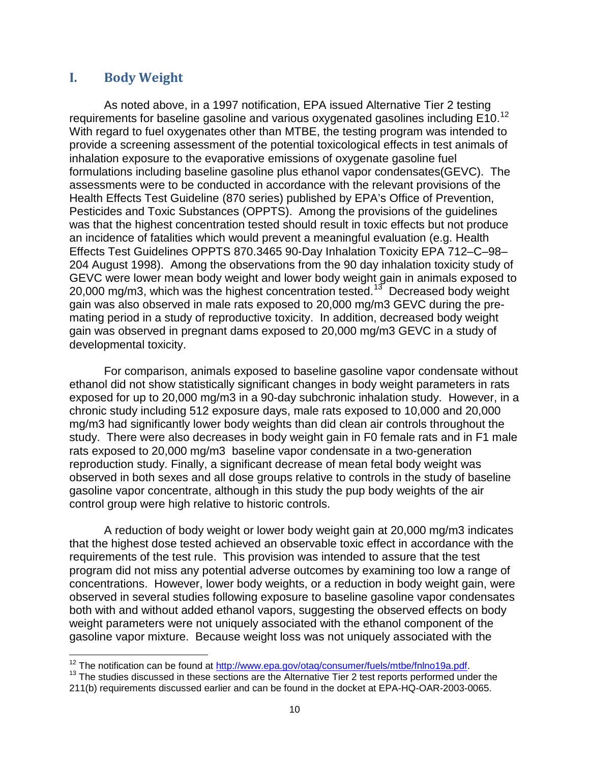## I. Body Weight

As noted above, in a 1997 notification, EPA issued Alternative Tier 2 testing requirements for baseline gasoline and various oxygenated gasolines including E10.[12] With regard to fuel oxygenates other than MTBE, the testing program was intended to provide a screening assessment of the potential toxicological effects in test animals of inhalation exposure to the evaporative emissions of oxygenate gasoline fuel formulations including baseline gasoline plus ethanol vapor condensates(GEVC). The assessments were to be conducted in accordance with the relevant provisions of the Health Effects Test Guideline (870 series) published by EPA's Office of Prevention, Pesticides and Toxic Substances (OPPTS). Among the provisions of the guidelines was that the highest concentration tested should result in toxic effects but not produce an incidence of fatalities which would prevent a meaningful evaluation (e.g. Health Effects Test Guidelines OPPTS 870.3465 90-Day Inhalation Toxicity EPA 712–C–98–204 August 1998). Among the observations from the 90 day inhalation toxicity study of GEVC were lower mean body weight and lower body weight gain in animals exposed to 20,000 mg/m3, which was the highest concentration tested.[13] Decreased body weight gain was also observed in male rats exposed to 20,000 mg/m3 GEVC during the pre-mating period in a study of reproductive toxicity. In addition, decreased body weight gain was observed in pregnant dams exposed to 20,000 mg/m3 GEVC in a study of developmental toxicity.

For comparison, animals exposed to baseline gasoline vapor condensate without ethanol did not show statistically significant changes in body weight parameters in rats exposed for up to 20,000 mg/m3 in a 90-day subchronic inhalation study. However, in a chronic study including 512 exposure days, male rats exposed to 10,000 and 20,000 mg/m3 had significantly lower body weights than did clean air controls throughout the study. There were also decreases in body weight gain in F0 female rats and in F1 male rats exposed to 20,000 mg/m3 baseline vapor condensate in a two-generation reproduction study. Finally, a significant decrease of mean fetal body weight was observed in both sexes and all dose groups relative to controls in the study of baseline gasoline vapor concentrate, although in this study the pup body weights of the air control group were high relative to historic controls.

A reduction of body weight or lower body weight gain at 20,000 mg/m3 indicates that the highest dose tested achieved an observable toxic effect in accordance with the requirements of the test rule. This provision was intended to assure that the test program did not miss any potential adverse outcomes by examining too low a range of concentrations. However, lower body weights, or a reduction in body weight gain, were observed in several studies following exposure to baseline gasoline vapor condensates both with and without added ethanol vapors, suggesting the observed effects on body weight parameters were not uniquely associated with the ethanol component of the gasoline vapor mixture. Because weight loss was not uniquely associated with the

---

[12] The notification can be found at http://www.epa.gov/otaq/consumer/fuels/mtbe/fnlno19a.pdf.

[13] The studies discussed in these sections are the Alternative Tier 2 test reports performed under the 211(b) requirements discussed earlier and can be found in the docket at EPA-HQ-OAR-2003-0065.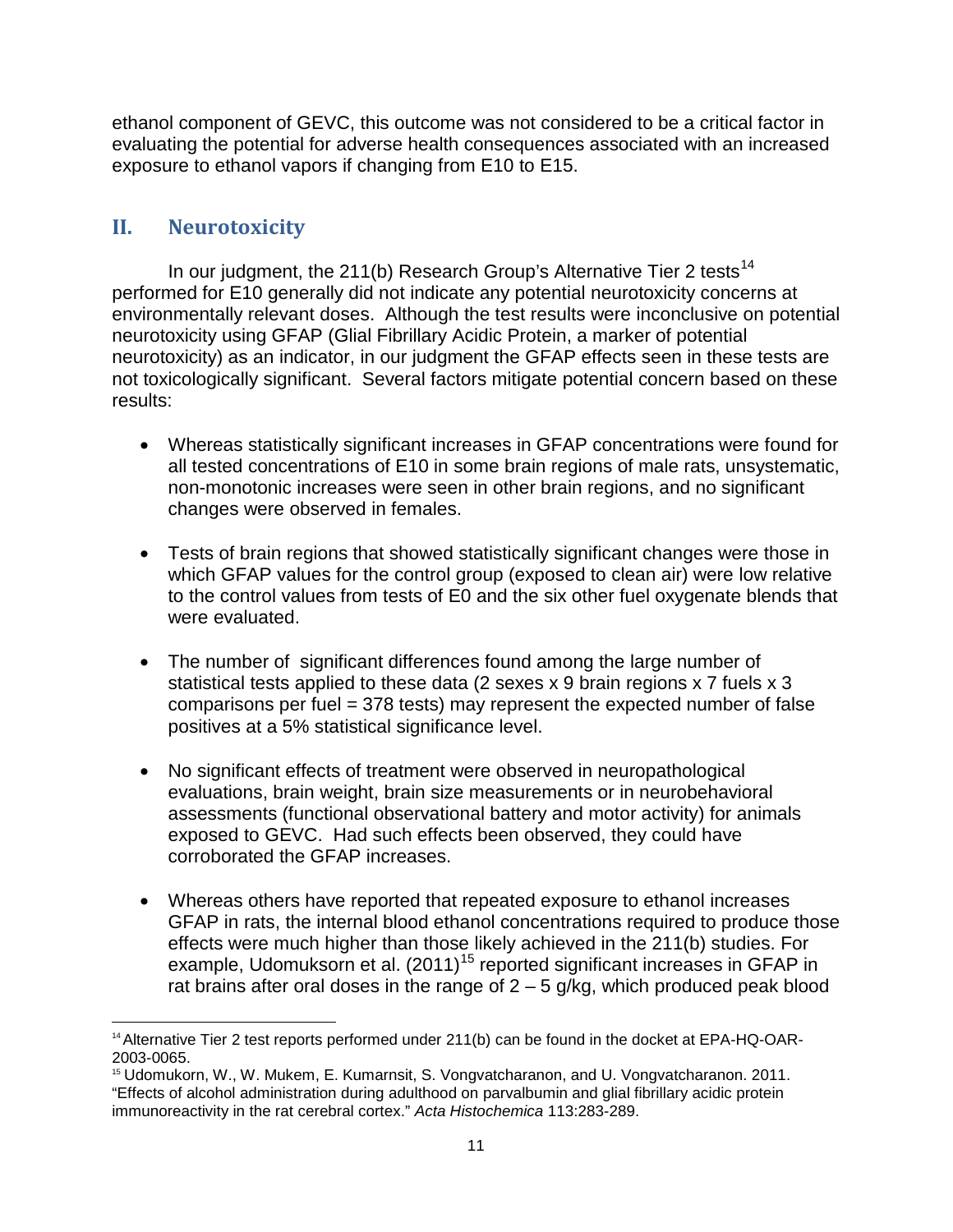ethanol component of GEVC, this outcome was not considered to be a critical factor in evaluating the potential for adverse health consequences associated with an increased exposure to ethanol vapors if changing from E10 to E15.

## II. Neurotoxicity

In our judgment, the 211(b) Research Group's Alternative Tier 2 tests[14] performed for E10 generally did not indicate any potential neurotoxicity concerns at environmentally relevant doses. Although the test results were inconclusive on potential neurotoxicity using GFAP (Glial Fibrillary Acidic Protein, a marker of potential neurotoxicity) as an indicator, in our judgment the GFAP effects seen in these tests are not toxicologically significant. Several factors mitigate potential concern based on these results:

- Whereas statistically significant increases in GFAP concentrations were found for all tested concentrations of E10 in some brain regions of male rats, unsystematic, non-monotonic increases were seen in other brain regions, and no significant changes were observed in females.
- Tests of brain regions that showed statistically significant changes were those in which GFAP values for the control group (exposed to clean air) were low relative to the control values from tests of E0 and the six other fuel oxygenate blends that were evaluated.
- The number of significant differences found among the large number of statistical tests applied to these data (2 sexes x 9 brain regions x 7 fuels x 3 comparisons per fuel = 378 tests) may represent the expected number of false positives at a 5% statistical significance level.
- No significant effects of treatment were observed in neuropathological evaluations, brain weight, brain size measurements or in neurobehavioral assessments (functional observational battery and motor activity) for animals exposed to GEVC. Had such effects been observed, they could have corroborated the GFAP increases.
- Whereas others have reported that repeated exposure to ethanol increases GFAP in rats, the internal blood ethanol concentrations required to produce those effects were much higher than those likely achieved in the 211(b) studies. For example, Udomuksorn et al. (2011)[15] reported significant increases in GFAP in rat brains after oral doses in the range of 2 – 5 g/kg, which produced peak blood

[14] Alternative Tier 2 test reports performed under 211(b) can be found in the docket at EPA-HQ-OAR-2003-0065.

[15] Udomukorn, W., W. Mukem, E. Kumarnsit, S. Vongvatcharanon, and U. Vongvatcharanon. 2011. "Effects of alcohol administration during adulthood on parvalbumin and glial fibrillary acidic protein immunoreactivity in the rat cerebral cortex." *Acta Histochemica* 113:283-289.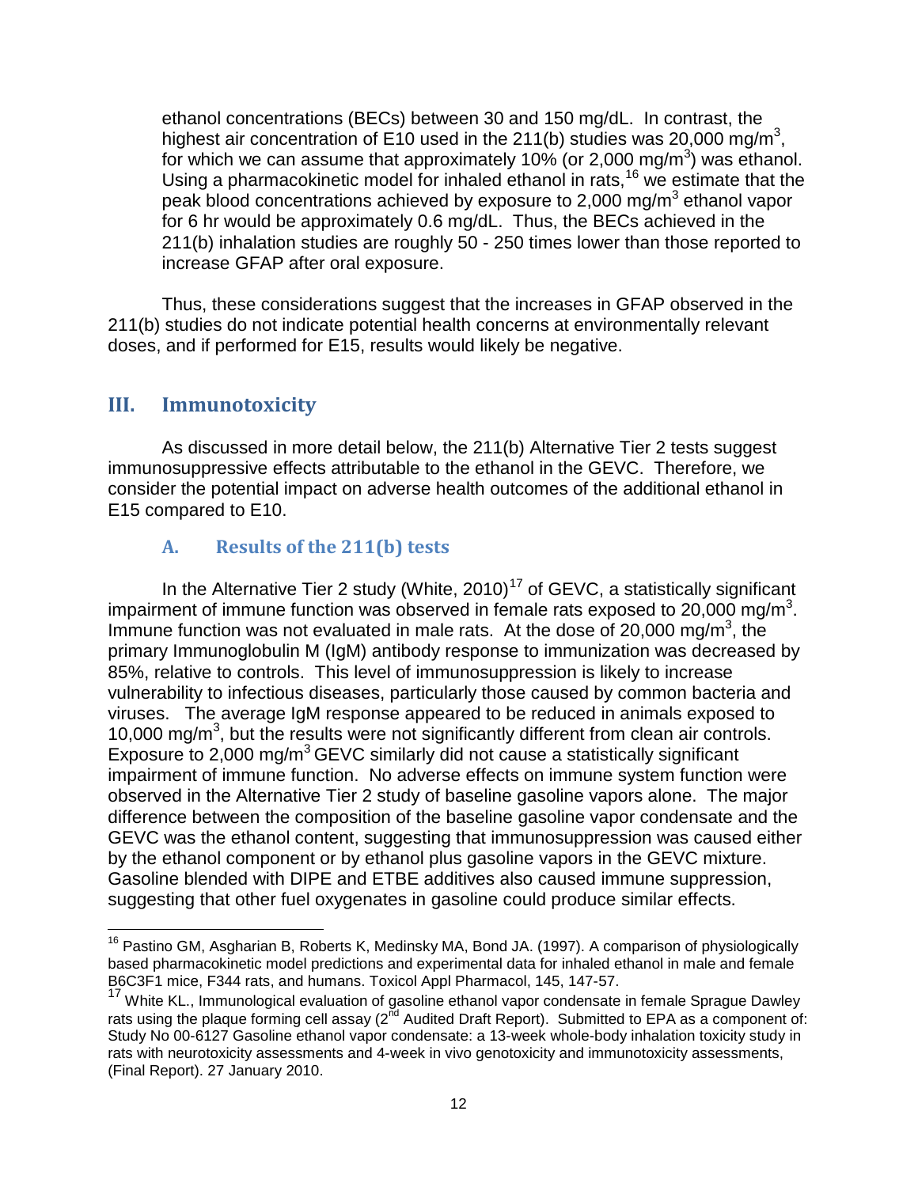ethanol concentrations (BECs) between 30 and 150 mg/dL. In contrast, the highest air concentration of E10 used in the 211(b) studies was 20,000 mg/m$^3$, for which we can assume that approximately 10% (or 2,000 mg/m$^3$) was ethanol. Using a pharmacokinetic model for inhaled ethanol in rats,[16] we estimate that the peak blood concentrations achieved by exposure to 2,000 mg/m$^3$ ethanol vapor for 6 hr would be approximately 0.6 mg/dL. Thus, the BECs achieved in the 211(b) inhalation studies are roughly 50 - 250 times lower than those reported to increase GFAP after oral exposure.

Thus, these considerations suggest that the increases in GFAP observed in the 211(b) studies do not indicate potential health concerns at environmentally relevant doses, and if performed for E15, results would likely be negative.

## III. Immunotoxicity

As discussed in more detail below, the 211(b) Alternative Tier 2 tests suggest immunosuppressive effects attributable to the ethanol in the GEVC. Therefore, we consider the potential impact on adverse health outcomes of the additional ethanol in E15 compared to E10.

### A. Results of the 211(b) tests

In the Alternative Tier 2 study (White, 2010)[17] of GEVC, a statistically significant impairment of immune function was observed in female rats exposed to 20,000 mg/m$^3$. Immune function was not evaluated in male rats. At the dose of 20,000 mg/m$^3$, the primary Immunoglobulin M (IgM) antibody response to immunization was decreased by 85%, relative to controls. This level of immunosuppression is likely to increase vulnerability to infectious diseases, particularly those caused by common bacteria and viruses. The average IgM response appeared to be reduced in animals exposed to 10,000 mg/m$^3$, but the results were not significantly different from clean air controls. Exposure to 2,000 mg/m$^3$ GEVC similarly did not cause a statistically significant impairment of immune function. No adverse effects on immune system function were observed in the Alternative Tier 2 study of baseline gasoline vapors alone. The major difference between the composition of the baseline gasoline vapor condensate and the GEVC was the ethanol content, suggesting that immunosuppression was caused either by the ethanol component or by ethanol plus gasoline vapors in the GEVC mixture. Gasoline blended with DIPE and ETBE additives also caused immune suppression, suggesting that other fuel oxygenates in gasoline could produce similar effects.

---

[16] Pastino GM, Asgharian B, Roberts K, Medinsky MA, Bond JA. (1997). A comparison of physiologically based pharmacokinetic model predictions and experimental data for inhaled ethanol in male and female B6C3F1 mice, F344 rats, and humans. Toxicol Appl Pharmacol, 145, 147-57.

[17] White KL., Immunological evaluation of gasoline ethanol vapor condensate in female Sprague Dawley rats using the plaque forming cell assay (2nd Audited Draft Report). Submitted to EPA as a component of: Study No 00-6127 Gasoline ethanol vapor condensate: a 13-week whole-body inhalation toxicity study in rats with neurotoxicity assessments and 4-week in vivo genotoxicity and immunotoxicity assessments, (Final Report). 27 January 2010.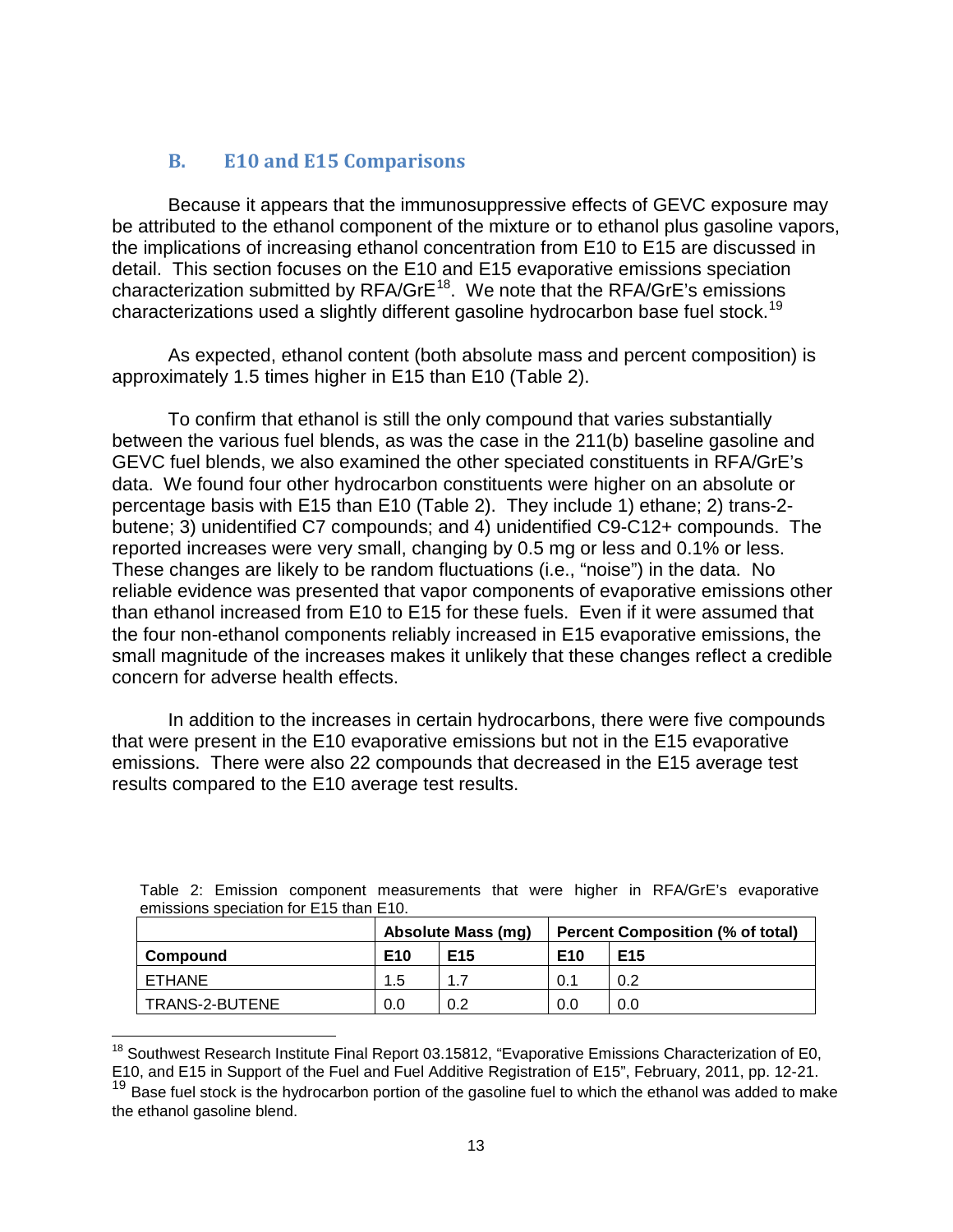## B. E10 and E15 Comparisons

Because it appears that the immunosuppressive effects of GEVC exposure may be attributed to the ethanol component of the mixture or to ethanol plus gasoline vapors, the implications of increasing ethanol concentration from E10 to E15 are discussed in detail. This section focuses on the E10 and E15 evaporative emissions speciation characterization submitted by RFA/GrE[18]. We note that the RFA/GrE's emissions characterizations used a slightly different gasoline hydrocarbon base fuel stock.[19]

As expected, ethanol content (both absolute mass and percent composition) is approximately 1.5 times higher in E15 than E10 (Table 2).

To confirm that ethanol is still the only compound that varies substantially between the various fuel blends, as was the case in the 211(b) baseline gasoline and GEVC fuel blends, we also examined the other speciated constituents in RFA/GrE's data. We found four other hydrocarbon constituents were higher on an absolute or percentage basis with E15 than E10 (Table 2). They include 1) ethane; 2) trans-2-butene; 3) unidentified C7 compounds; and 4) unidentified C9-C12+ compounds. The reported increases were very small, changing by 0.5 mg or less and 0.1% or less. These changes are likely to be random fluctuations (i.e., "noise") in the data. No reliable evidence was presented that vapor components of evaporative emissions other than ethanol increased from E10 to E15 for these fuels. Even if it were assumed that the four non-ethanol components reliably increased in E15 evaporative emissions, the small magnitude of the increases makes it unlikely that these changes reflect a credible concern for adverse health effects.

In addition to the increases in certain hydrocarbons, there were five compounds that were present in the E10 evaporative emissions but not in the E15 evaporative emissions. There were also 22 compounds that decreased in the E15 average test results compared to the E10 average test results.

Table 2: Emission component measurements that were higher in RFA/GrE's evaporative emissions speciation for E15 than E10.

| | Absolute Mass (mg) | | Percent Composition (% of total) | |
|---|---|---|---|---|
| **Compound** | **E10** | **E15** | **E10** | **E15** |
| ETHANE | 1.5 | 1.7 | 0.1 | 0.2 |
| TRANS-2-BUTENE | 0.0 | 0.2 | 0.0 | 0.0 |

[18] Southwest Research Institute Final Report 03.15812, "Evaporative Emissions Characterization of E0, E10, and E15 in Support of the Fuel and Fuel Additive Registration of E15", February, 2011, pp. 12-21.

[19] Base fuel stock is the hydrocarbon portion of the gasoline fuel to which the ethanol was added to make the ethanol gasoline blend.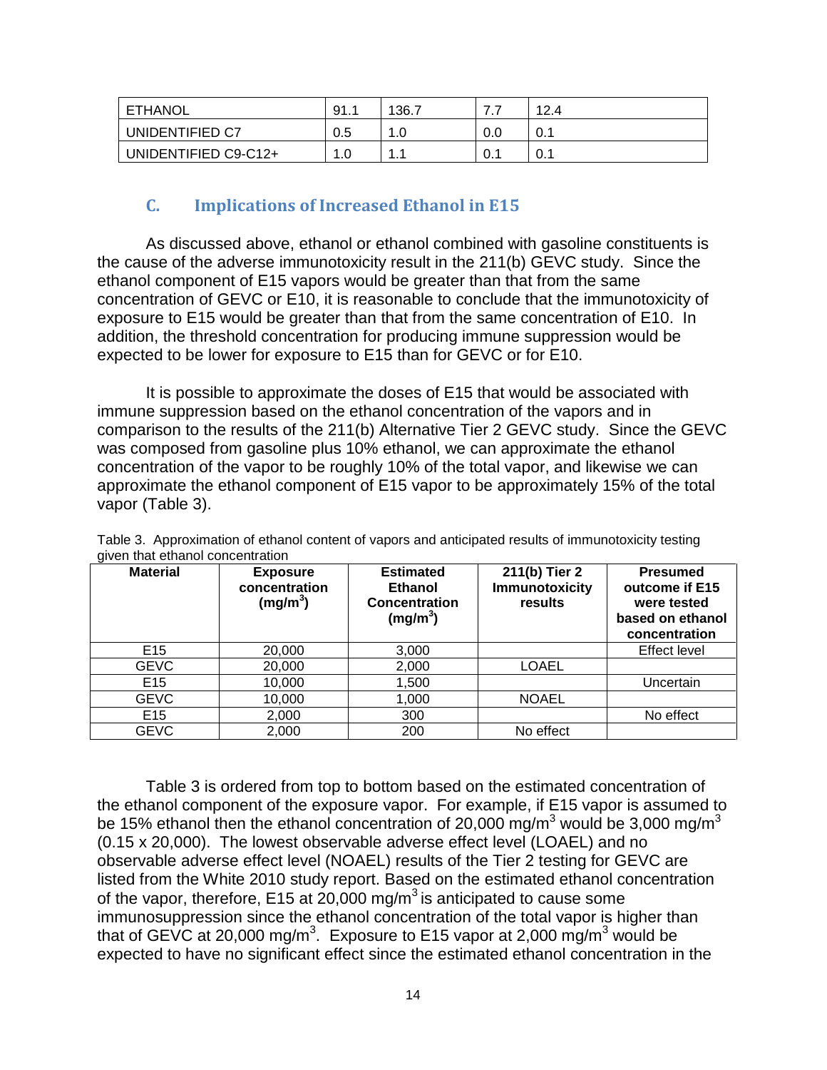| ETHANOL | 91.1 | 136.7 | 7.7 | 12.4 |
|---|---|---|---|---|
| UNIDENTIFIED C7 | 0.5 | 1.0 | 0.0 | 0.1 |
| UNIDENTIFIED C9-C12+ | 1.0 | 1.1 | 0.1 | 0.1 |

## C. Implications of Increased Ethanol in E15

As discussed above, ethanol or ethanol combined with gasoline constituents is the cause of the adverse immunotoxicity result in the 211(b) GEVC study. Since the ethanol component of E15 vapors would be greater than that from the same concentration of GEVC or E10, it is reasonable to conclude that the immunotoxicity of exposure to E15 would be greater than that from the same concentration of E10. In addition, the threshold concentration for producing immune suppression would be expected to be lower for exposure to E15 than for GEVC or for E10.

It is possible to approximate the doses of E15 that would be associated with immune suppression based on the ethanol concentration of the vapors and in comparison to the results of the 211(b) Alternative Tier 2 GEVC study. Since the GEVC was composed from gasoline plus 10% ethanol, we can approximate the ethanol concentration of the vapor to be roughly 10% of the total vapor, and likewise we can approximate the ethanol component of E15 vapor to be approximately 15% of the total vapor (Table 3).

Table 3. Approximation of ethanol content of vapors and anticipated results of immunotoxicity testing given that ethanol concentration

| Material | Exposure concentration ($mg/m^3$) | Estimated Ethanol Concentration ($mg/m^3$) | 211(b) Tier 2 Immunotoxicity results | Presumed outcome if E15 were tested based on ethanol concentration |
|---|---|---|---|---|
| E15 | 20,000 | 3,000 | | Effect level |
| GEVC | 20,000 | 2,000 | LOAEL | |
| E15 | 10,000 | 1,500 | | Uncertain |
| GEVC | 10,000 | 1,000 | NOAEL | |
| E15 | 2,000 | 300 | | No effect |
| GEVC | 2,000 | 200 | No effect | |

Table 3 is ordered from top to bottom based on the estimated concentration of the ethanol component of the exposure vapor. For example, if E15 vapor is assumed to be 15% ethanol then the ethanol concentration of 20,000 $mg/m^3$ would be 3,000 $mg/m^3$ (0.15 x 20,000). The lowest observable adverse effect level (LOAEL) and no observable adverse effect level (NOAEL) results of the Tier 2 testing for GEVC are listed from the White 2010 study report. Based on the estimated ethanol concentration of the vapor, therefore, E15 at 20,000 $mg/m^3$ is anticipated to cause some immunosuppression since the ethanol concentration of the total vapor is higher than that of GEVC at 20,000 $mg/m^3$. Exposure to E15 vapor at 2,000 $mg/m^3$ would be expected to have no significant effect since the estimated ethanol concentration in the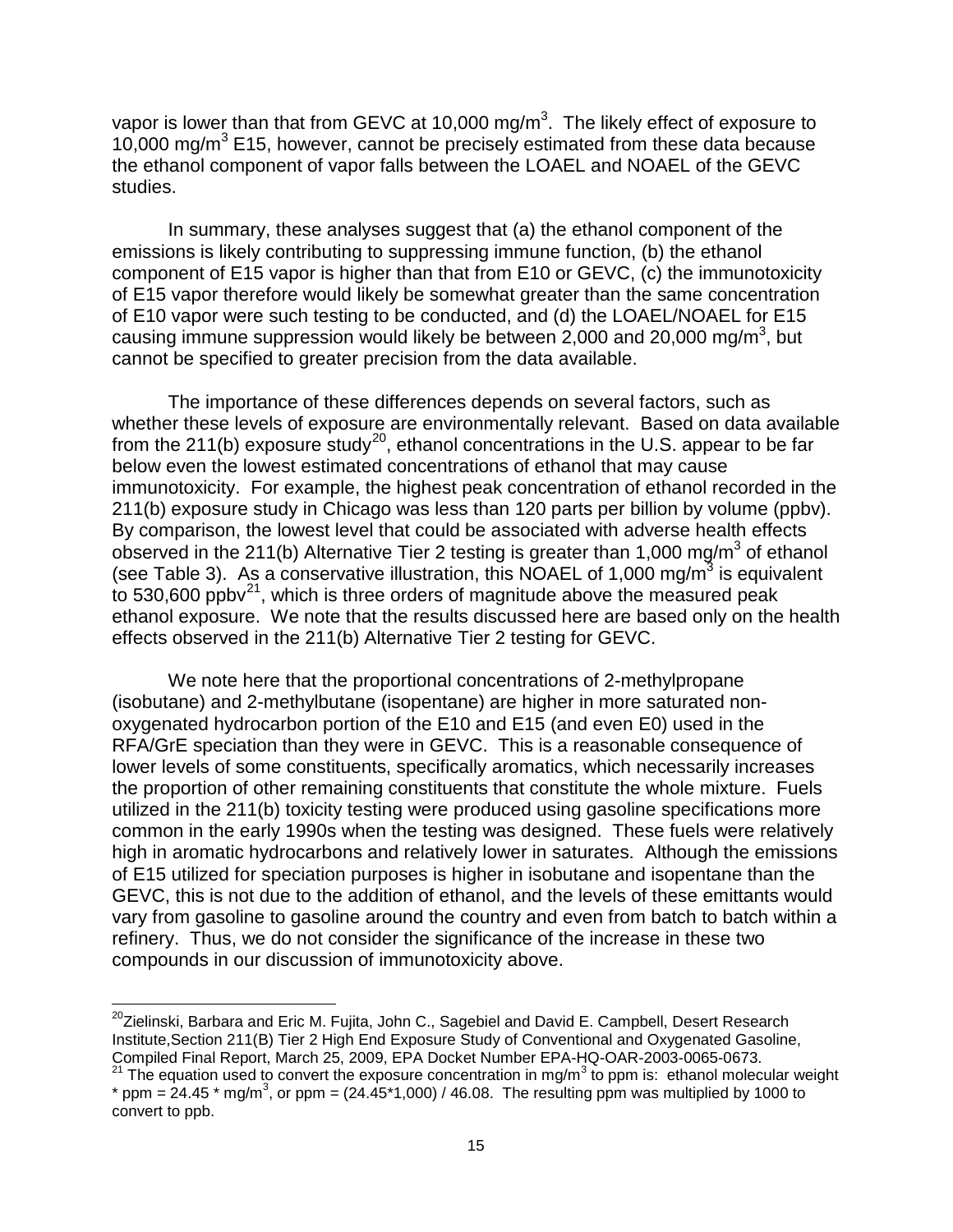vapor is lower than that from GEVC at 10,000 mg/m$^3$. The likely effect of exposure to 10,000 mg/m$^3$ E15, however, cannot be precisely estimated from these data because the ethanol component of vapor falls between the LOAEL and NOAEL of the GEVC studies.

In summary, these analyses suggest that (a) the ethanol component of the emissions is likely contributing to suppressing immune function, (b) the ethanol component of E15 vapor is higher than that from E10 or GEVC, (c) the immunotoxicity of E15 vapor therefore would likely be somewhat greater than the same concentration of E10 vapor were such testing to be conducted, and (d) the LOAEL/NOAEL for E15 causing immune suppression would likely be between 2,000 and 20,000 mg/m$^3$, but cannot be specified to greater precision from the data available.

The importance of these differences depends on several factors, such as whether these levels of exposure are environmentally relevant. Based on data available from the 211(b) exposure study[20], ethanol concentrations in the U.S. appear to be far below even the lowest estimated concentrations of ethanol that may cause immunotoxicity. For example, the highest peak concentration of ethanol recorded in the 211(b) exposure study in Chicago was less than 120 parts per billion by volume (ppbv). By comparison, the lowest level that could be associated with adverse health effects observed in the 211(b) Alternative Tier 2 testing is greater than 1,000 mg/m$^3$ of ethanol (see Table 3). As a conservative illustration, this NOAEL of 1,000 mg/m$^3$ is equivalent to 530,600 ppbv[21], which is three orders of magnitude above the measured peak ethanol exposure. We note that the results discussed here are based only on the health effects observed in the 211(b) Alternative Tier 2 testing for GEVC.

We note here that the proportional concentrations of 2-methylpropane (isobutane) and 2-methylbutane (isopentane) are higher in more saturated non-oxygenated hydrocarbon portion of the E10 and E15 (and even E0) used in the RFA/GrE speciation than they were in GEVC. This is a reasonable consequence of lower levels of some constituents, specifically aromatics, which necessarily increases the proportion of other remaining constituents that constitute the whole mixture. Fuels utilized in the 211(b) toxicity testing were produced using gasoline specifications more common in the early 1990s when the testing was designed. These fuels were relatively high in aromatic hydrocarbons and relatively lower in saturates. Although the emissions of E15 utilized for speciation purposes is higher in isobutane and isopentane than the GEVC, this is not due to the addition of ethanol, and the levels of these emittants would vary from gasoline to gasoline around the country and even from batch to batch within a refinery. Thus, we do not consider the significance of the increase in these two compounds in our discussion of immunotoxicity above.

---

[20] Zielinski, Barbara and Eric M. Fujita, John C., Sagebiel and David E. Campbell, Desert Research Institute,Section 211(B) Tier 2 High End Exposure Study of Conventional and Oxygenated Gasoline, Compiled Final Report, March 25, 2009, EPA Docket Number EPA-HQ-OAR-2003-0065-0673.

[21] The equation used to convert the exposure concentration in mg/m$^3$ to ppm is: ethanol molecular weight * ppm = 24.45 * mg/m$^3$, or ppm = (24.45*1,000) / 46.08. The resulting ppm was multiplied by 1000 to convert to ppb.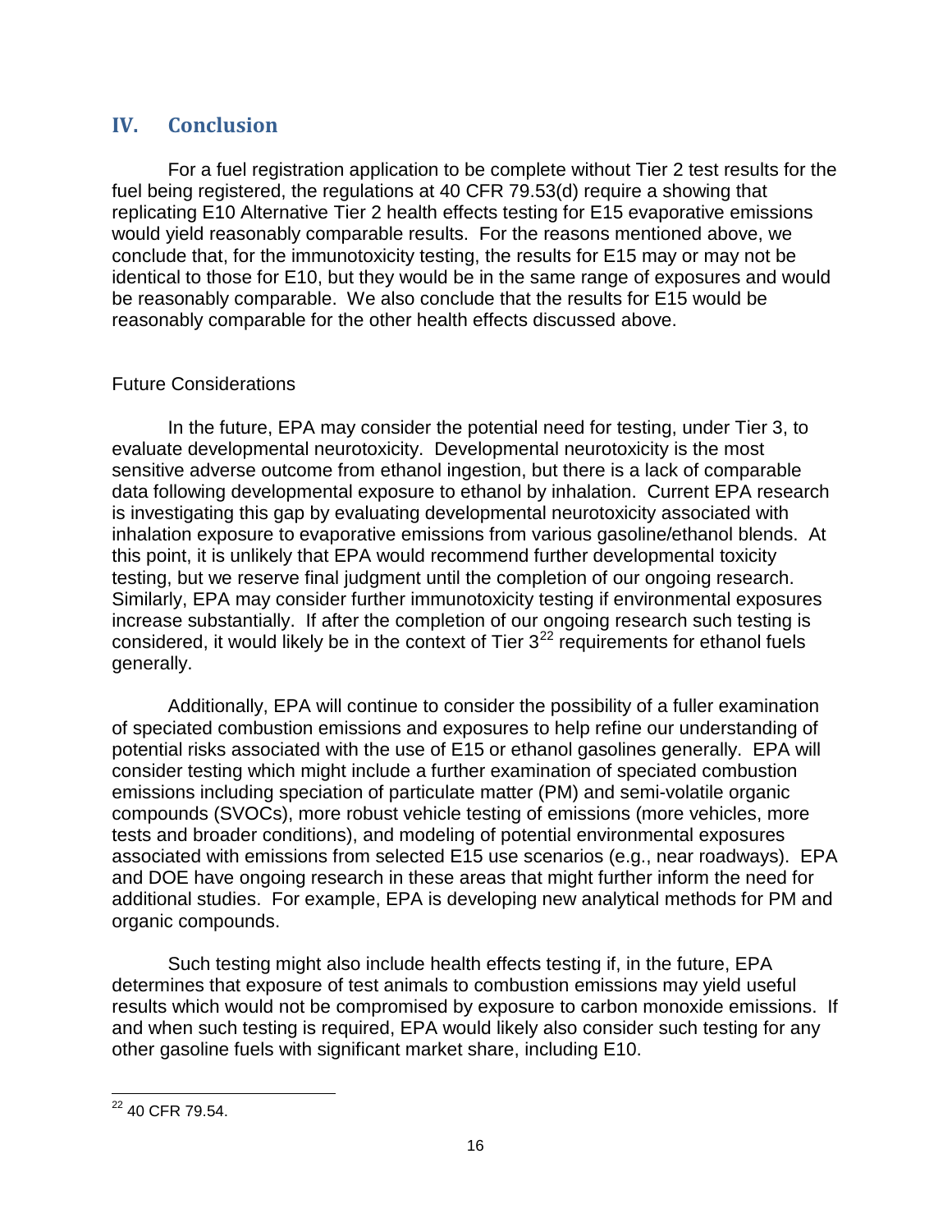## IV. Conclusion

For a fuel registration application to be complete without Tier 2 test results for the fuel being registered, the regulations at 40 CFR 79.53(d) require a showing that replicating E10 Alternative Tier 2 health effects testing for E15 evaporative emissions would yield reasonably comparable results. For the reasons mentioned above, we conclude that, for the immunotoxicity testing, the results for E15 may or may not be identical to those for E10, but they would be in the same range of exposures and would be reasonably comparable. We also conclude that the results for E15 would be reasonably comparable for the other health effects discussed above.

Future Considerations

In the future, EPA may consider the potential need for testing, under Tier 3, to evaluate developmental neurotoxicity. Developmental neurotoxicity is the most sensitive adverse outcome from ethanol ingestion, but there is a lack of comparable data following developmental exposure to ethanol by inhalation. Current EPA research is investigating this gap by evaluating developmental neurotoxicity associated with inhalation exposure to evaporative emissions from various gasoline/ethanol blends. At this point, it is unlikely that EPA would recommend further developmental toxicity testing, but we reserve final judgment until the completion of our ongoing research. Similarly, EPA may consider further immunotoxicity testing if environmental exposures increase substantially. If after the completion of our ongoing research such testing is considered, it would likely be in the context of Tier 3[22] requirements for ethanol fuels generally.

Additionally, EPA will continue to consider the possibility of a fuller examination of speciated combustion emissions and exposures to help refine our understanding of potential risks associated with the use of E15 or ethanol gasolines generally. EPA will consider testing which might include a further examination of speciated combustion emissions including speciation of particulate matter (PM) and semi-volatile organic compounds (SVOCs), more robust vehicle testing of emissions (more vehicles, more tests and broader conditions), and modeling of potential environmental exposures associated with emissions from selected E15 use scenarios (e.g., near roadways). EPA and DOE have ongoing research in these areas that might further inform the need for additional studies. For example, EPA is developing new analytical methods for PM and organic compounds.

Such testing might also include health effects testing if, in the future, EPA determines that exposure of test animals to combustion emissions may yield useful results which would not be compromised by exposure to carbon monoxide emissions. If and when such testing is required, EPA would likely also consider such testing for any other gasoline fuels with significant market share, including E10.

---

[22] 40 CFR 79.54.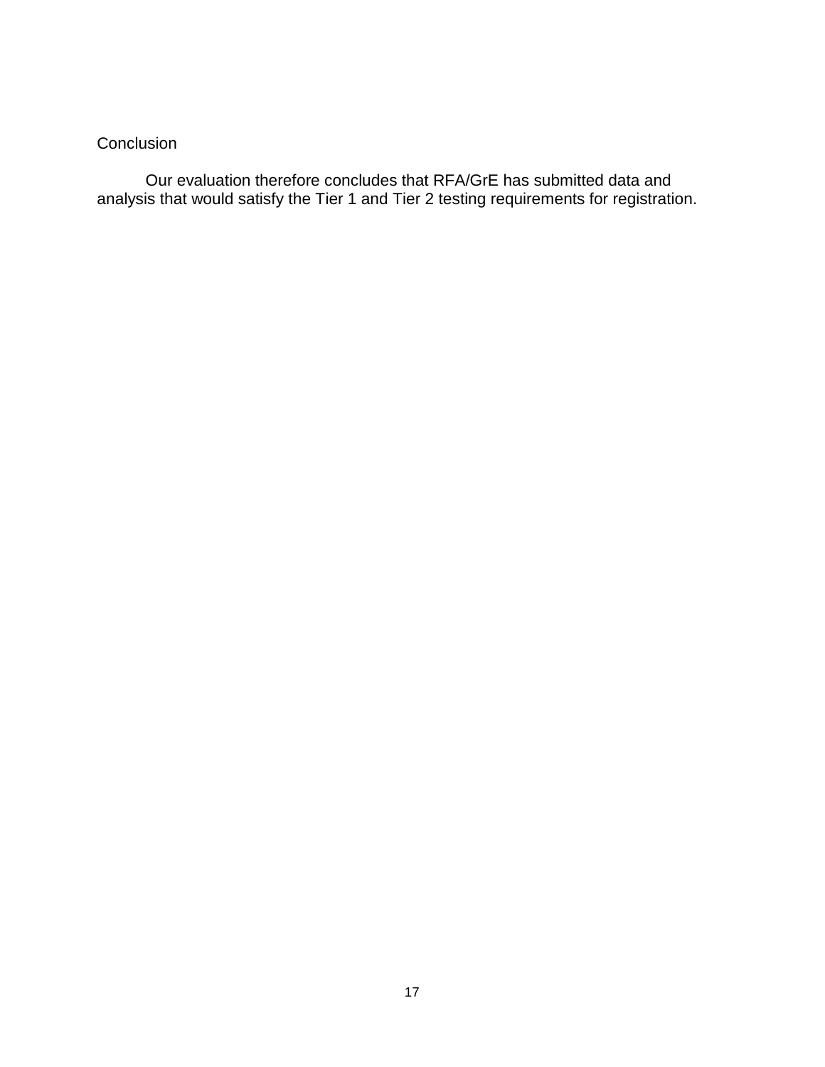## Conclusion

Our evaluation therefore concludes that RFA/GrE has submitted data and analysis that would satisfy the Tier 1 and Tier 2 testing requirements for registration.